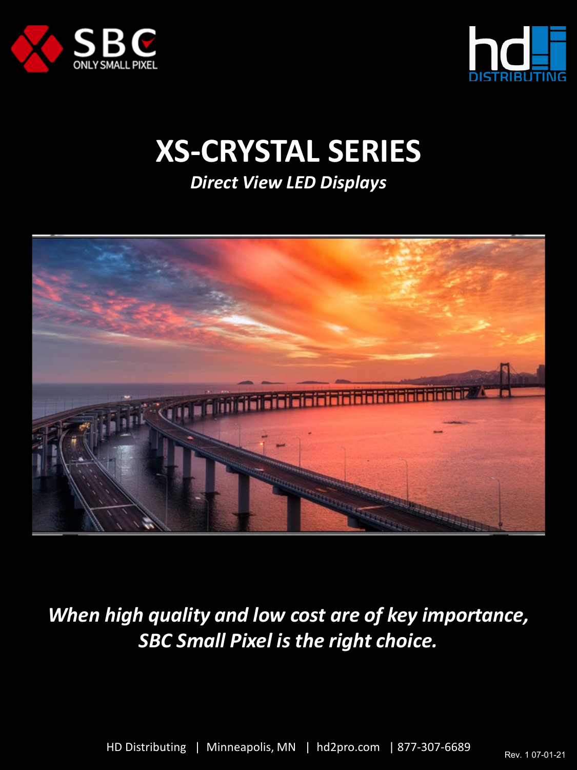SBC
ONLY SMALL PIXEL

hd
DISTRIBUTING

# XS-CRYSTAL SERIES

***Direct View LED Displays***

***When high quality and low cost are of key importance, SBC Small Pixel is the right choice.***

HD Distributing | Minneapolis, MN | hd2pro.com | 877-307-6689

Rev. 1 07-01-21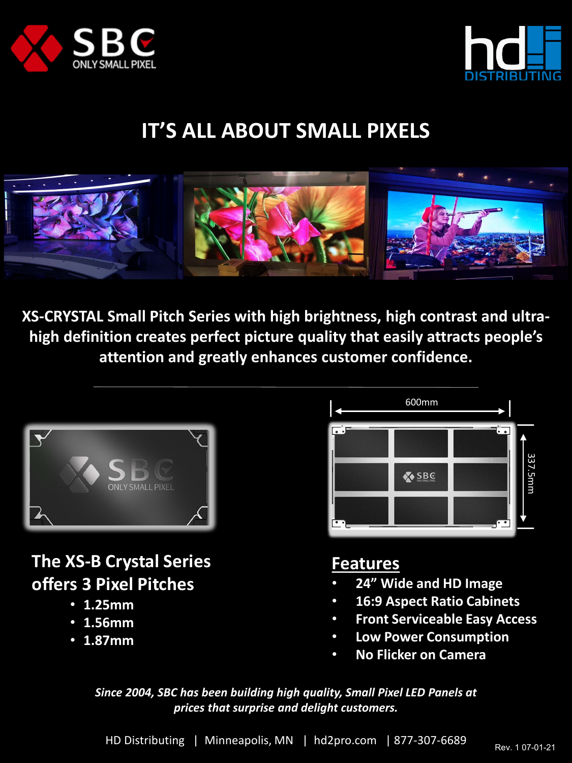# IT'S ALL ABOUT SMALL PIXELS

**XS-CRYSTAL Small Pitch Series with high brightness, high contrast and ultra-high definition creates perfect picture quality that easily attracts people's attention and greatly enhances customer confidence.**

600mm

337.5mm

## The XS-B Crystal Series offers 3 Pixel Pitches

- 1.25mm
- 1.56mm
- 1.87mm

## Features

- 24" Wide and HD Image
- 16:9 Aspect Ratio Cabinets
- Front Serviceable Easy Access
- Low Power Consumption
- No Flicker on Camera

***Since 2004, SBC has been building high quality, Small Pixel LED Panels at prices that surprise and delight customers.***

HD Distributing | Minneapolis, MN | hd2pro.com | 877-307-6689

Rev. 1 07-01-21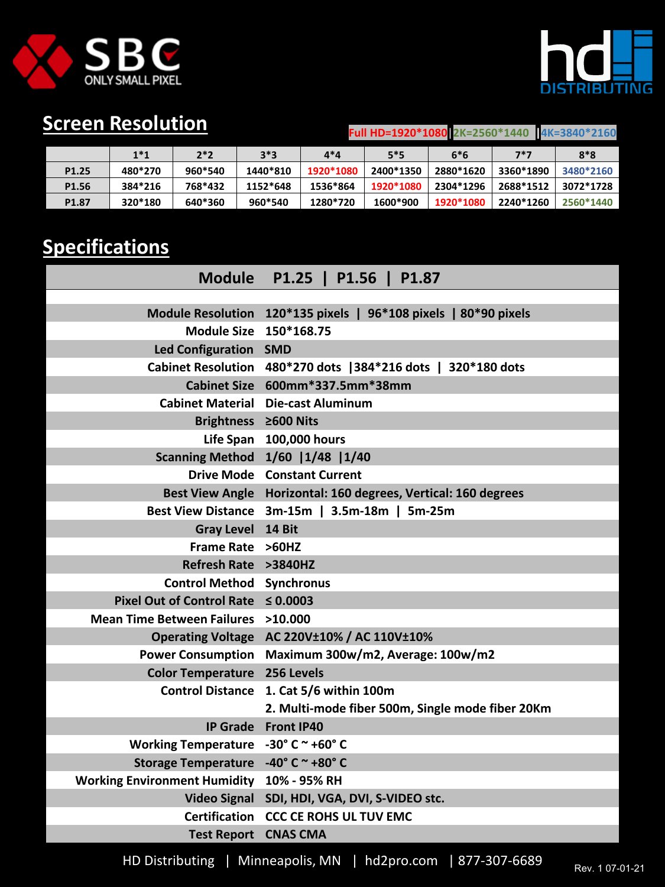SBC ONLY SMALL PIXEL

hd DISTRIBUTING

## Screen Resolution

Full HD=1920*1080 | 2K=2560*1440 | 4K=3840*2160

| | 1*1 | 2*2 | 3*3 | 4*4 | 5*5 | 6*6 | 7*7 | 8*8 |
|---|---|---|---|---|---|---|---|---|
| P1.25 | 480*270 | 960*540 | 1440*810 | 1920*1080 | 2400*1350 | 2880*1620 | 3360*1890 | 3480*2160 |
| P1.56 | 384*216 | 768*432 | 1152*648 | 1536*864 | 1920*1080 | 2304*1296 | 2688*1512 | 3072*1728 |
| P1.87 | 320*180 | 640*360 | 960*540 | 1280*720 | 1600*900 | 1920*1080 | 2240*1260 | 2560*1440 |

## Specifications

| Module | P1.25 \| P1.56 \| P1.87 |
|---|---|
| Module Resolution | 120*135 pixels \| 96*108 pixels \| 80*90 pixels |
| Module Size | 150*168.75 |
| Led Configuration | SMD |
| Cabinet Resolution | 480*270 dots \|384*216 dots \| 320*180 dots |
| Cabinet Size | 600mm*337.5mm*38mm |
| Cabinet Material | Die-cast Aluminum |
| Brightness | ≥600 Nits |
| Life Span | 100,000 hours |
| Scanning Method | 1/60 \|1/48 \|1/40 |
| Drive Mode | Constant Current |
| Best View Angle | Horizontal: 160 degrees, Vertical: 160 degrees |
| Best View Distance | 3m-15m \| 3.5m-18m \| 5m-25m |
| Gray Level | 14 Bit |
| Frame Rate | >60HZ |
| Refresh Rate | >3840HZ |
| Control Method | Synchronus |
| Pixel Out of Control Rate | ≤ 0.0003 |
| Mean Time Between Failures | >10.000 |
| Operating Voltage | AC 220V±10% / AC 110V±10% |
| Power Consumption | Maximum 300w/m2, Average: 100w/m2 |
| Color Temperature | 256 Levels |
| Control Distance | 1. Cat 5/6 within 100m<br>2. Multi-mode fiber 500m, Single mode fiber 20Km |
| IP Grade | Front IP40 |
| Working Temperature | -30° C ~ +60° C |
| Storage Temperature | -40° C ~ +80° C |
| Working Environment Humidity | 10% - 95% RH |
| Video Signal | SDI, HDI, VGA, DVI, S-VIDEO stc. |
| Certification | CCC CE ROHS UL TUV EMC |
| Test Report | CNAS CMA |

HD Distributing | Minneapolis, MN | hd2pro.com | 877-307-6689

Rev. 1 07-01-21